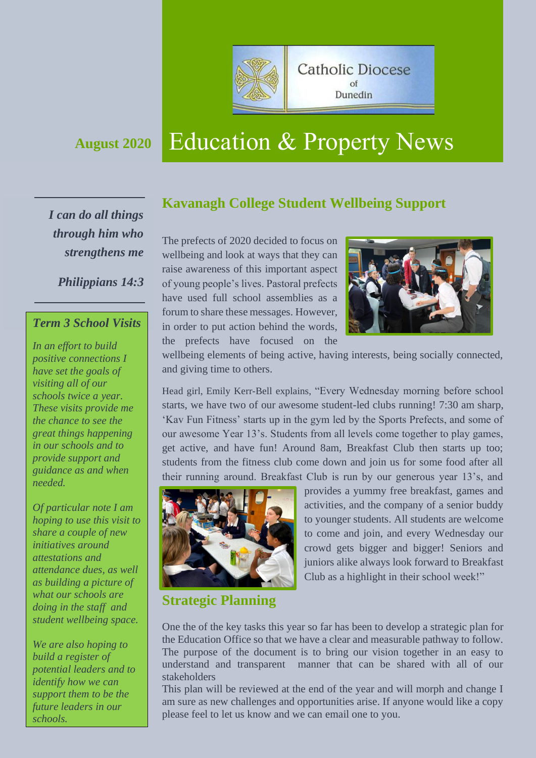Catholic Diocese of Dunedin

**August 2020**

# Education & Property News

*I can do all things through him who strengthens me*

*Philippians 14:3*

### *Term 3 School Visits*

*In an effort to build positive connections I have set the goals of visiting all of our schools twice a year. These visits provide me the chance to see the great things happening in our schools and to provide support and guidance as and when needed.*

*Of particular note I am hoping to use this visit to share a couple of new initiatives around attestations and attendance dues, as well as building a picture of what our schools are doing in the staff and student wellbeing space.*

*We are also hoping to build a register of potential leaders and to identify how we can support them to be the future leaders in our schools.*

## Kavanagh College Student Wellbeing Support

The prefects of 2020 decided to focus on wellbeing and look at ways that they can raise awareness of this important aspect of young people's lives. Pastoral prefects have used full school assemblies as a forum to share these messages. However, in order to put action behind the words, the prefects have focused on the wellbeing elements of being active, having interests, being socially connected, and giving time to others.

Head girl, Emily Kerr-Bell explains, "Every Wednesday morning before school starts, we have two of our awesome student-led clubs running! 7:30 am sharp, 'Kav Fun Fitness' starts up in the gym led by the Sports Prefects, and some of our awesome Year 13's. Students from all levels come together to play games, get active, and have fun! Around 8am, Breakfast Club then starts up too; students from the fitness club come down and join us for some food after all their running around. Breakfast Club is run by our generous year 13's, and provides a yummy free breakfast, games and activities, and the company of a senior buddy to younger students. All students are welcome to come and join, and every Wednesday our crowd gets bigger and bigger! Seniors and juniors alike always look forward to Breakfast Club as a highlight in their school week!"

## Strategic Planning

One the of the key tasks this year so far has been to develop a strategic plan for the Education Office so that we have a clear and measurable pathway to follow. The purpose of the document is to bring our vision together in an easy to understand and transparent manner that can be shared with all of our stakeholders

This plan will be reviewed at the end of the year and will morph and change I am sure as new challenges and opportunities arise. If anyone would like a copy please feel to let us know and we can email one to you.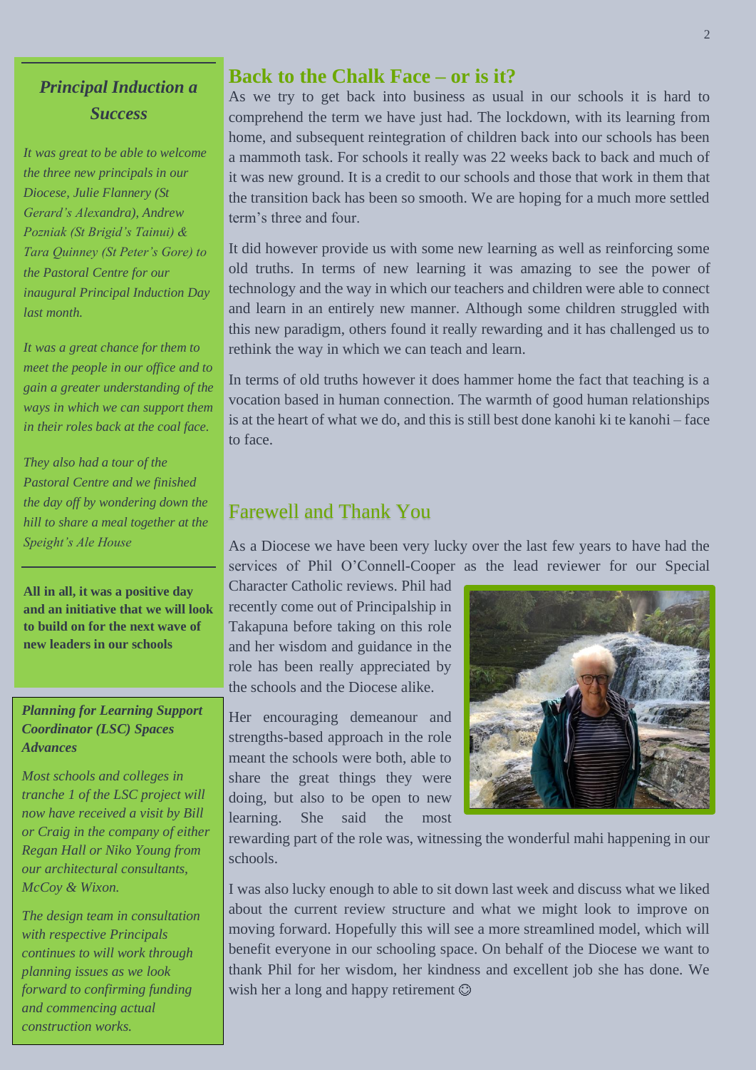## Principal Induction a Success

*It was great to be able to welcome the three new principals in our Diocese, Julie Flannery (St Gerard's Alexandra), Andrew Pozniak (St Brigid's Tainui) & Tara Quinney (St Peter's Gore) to the Pastoral Centre for our inaugural Principal Induction Day last month.*

*It was a great chance for them to meet the people in our office and to gain a greater understanding of the ways in which we can support them in their roles back at the coal face.*

*They also had a tour of the Pastoral Centre and we finished the day off by wondering down the hill to share a meal together at the Speight's Ale House*

**All in all, it was a positive day and an initiative that we will look to build on for the next wave of new leaders in our schools**

***Planning for Learning Support Coordinator (LSC) Spaces Advances***

*Most schools and colleges in tranche 1 of the LSC project will now have received a visit by Bill or Craig in the company of either Regan Hall or Niko Young from our architectural consultants, McCoy & Wixon.*

*The design team in consultation with respective Principals continues to will work through planning issues as we look forward to confirming funding and commencing actual construction works.*

## Back to the Chalk Face – or is it?

As we try to get back into business as usual in our schools it is hard to comprehend the term we have just had. The lockdown, with its learning from home, and subsequent reintegration of children back into our schools has been a mammoth task. For schools it really was 22 weeks back to back and much of it was new ground. It is a credit to our schools and those that work in them that the transition back has been so smooth. We are hoping for a much more settled term's three and four.

It did however provide us with some new learning as well as reinforcing some old truths. In terms of new learning it was amazing to see the power of technology and the way in which our teachers and children were able to connect and learn in an entirely new manner. Although some children struggled with this new paradigm, others found it really rewarding and it has challenged us to rethink the way in which we can teach and learn.

In terms of old truths however it does hammer home the fact that teaching is a vocation based in human connection. The warmth of good human relationships is at the heart of what we do, and this is still best done kanohi ki te kanohi – face to face.

## Farewell and Thank You

As a Diocese we have been very lucky over the last few years to have had the services of Phil O'Connell-Cooper as the lead reviewer for our Special Character Catholic reviews. Phil had recently come out of Principalship in Takapuna before taking on this role and her wisdom and guidance in the role has been really appreciated by the schools and the Diocese alike.

Her encouraging demeanour and strengths-based approach in the role meant the schools were both, able to share the great things they were doing, but also to be open to new learning. She said the most rewarding part of the role was, witnessing the wonderful mahi happening in our schools.

I was also lucky enough to able to sit down last week and discuss what we liked about the current review structure and what we might look to improve on moving forward. Hopefully this will see a more streamlined model, which will benefit everyone in our schooling space. On behalf of the Diocese we want to thank Phil for her wisdom, her kindness and excellent job she has done. We wish her a long and happy retirement ☺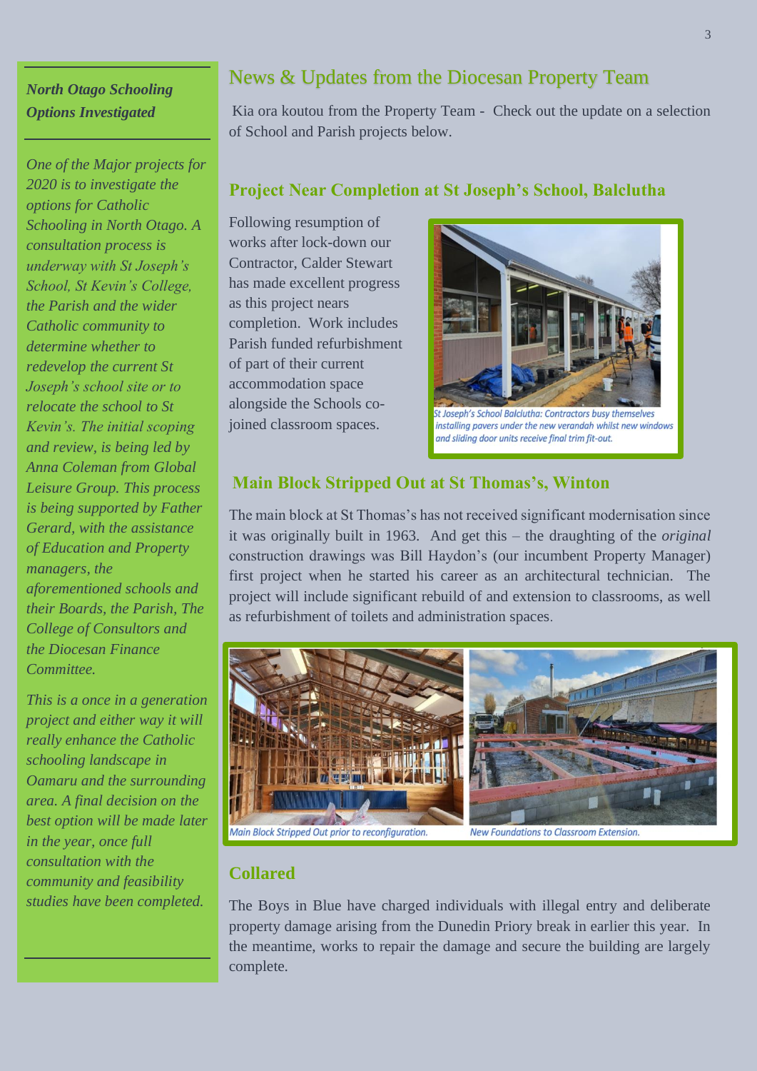## News & Updates from the Diocesan Property Team

Kia ora koutou from the Property Team - Check out the update on a selection of School and Parish projects below.

### Project Near Completion at St Joseph's School, Balclutha

Following resumption of works after lock-down our Contractor, Calder Stewart has made excellent progress as this project nears completion. Work includes Parish funded refurbishment of part of their current accommodation space alongside the Schools co-joined classroom spaces.

*St Joseph's School Balclutha: Contractors busy themselves installing pavers under the new verandah whilst new windows and sliding door units receive final trim fit-out.*

### Main Block Stripped Out at St Thomas's, Winton

The main block at St Thomas's has not received significant modernisation since it was originally built in 1963. And get this – the draughting of the *original* construction drawings was Bill Haydon's (our incumbent Property Manager) first project when he started his career as an architectural technician. The project will include significant rebuild of and extension to classrooms, as well as refurbishment of toilets and administration spaces.

*Main Block Stripped Out prior to reconfiguration.*

*New Foundations to Classroom Extension.*

### Collared

The Boys in Blue have charged individuals with illegal entry and deliberate property damage arising from the Dunedin Priory break in earlier this year. In the meantime, works to repair the damage and secure the building are largely complete.

---

***North Otago Schooling Options Investigated***

*One of the Major projects for 2020 is to investigate the options for Catholic Schooling in North Otago. A consultation process is underway with St Joseph's School, St Kevin's College, the Parish and the wider Catholic community to determine whether to redevelop the current St Joseph's school site or to relocate the school to St Kevin's. The initial scoping and review, is being led by Anna Coleman from Global Leisure Group. This process is being supported by Father Gerard, with the assistance of Education and Property managers, the aforementioned schools and their Boards, the Parish, The College of Consultors and the Diocesan Finance Committee.*

*This is a once in a generation project and either way it will really enhance the Catholic schooling landscape in Oamaru and the surrounding area. A final decision on the best option will be made later in the year, once full consultation with the community and feasibility studies have been completed.*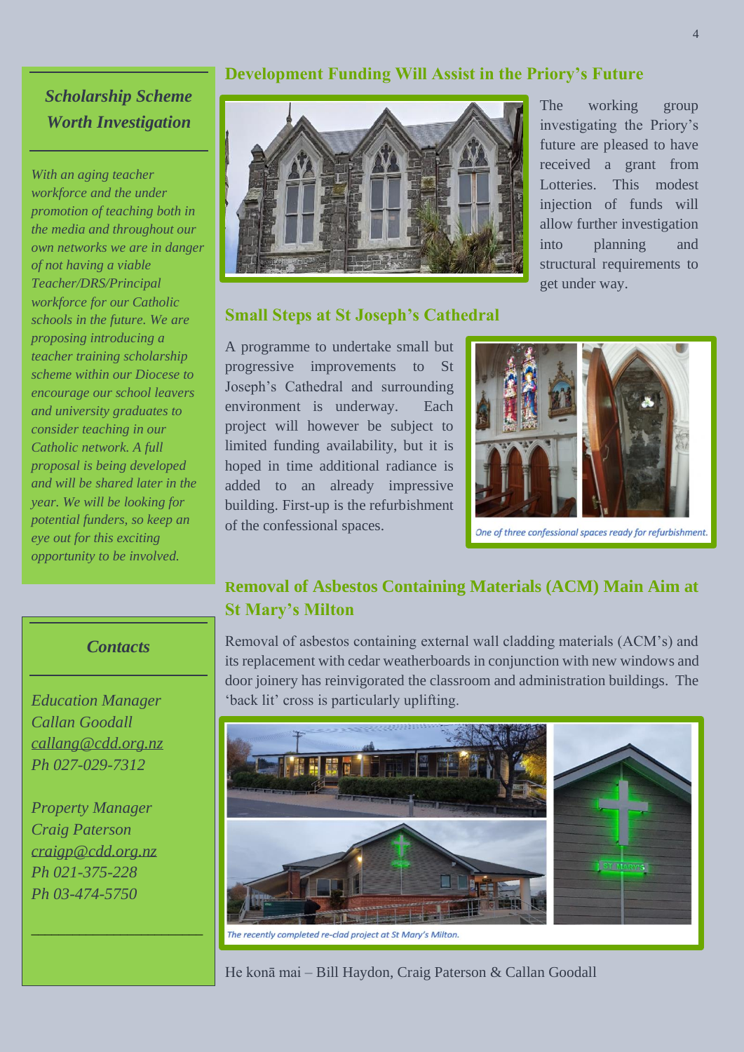## Development Funding Will Assist in the Priory's Future

The working group investigating the Priory's future are pleased to have received a grant from Lotteries. This modest injection of funds will allow further investigation into planning and structural requirements to get under way.

## Small Steps at St Joseph's Cathedral

A programme to undertake small but progressive improvements to St Joseph's Cathedral and surrounding environment is underway. Each project will however be subject to limited funding availability, but it is hoped in time additional radiance is added to an already impressive building. First-up is the refurbishment of the confessional spaces.

*One of three confessional spaces ready for refurbishment.*

## Removal of Asbestos Containing Materials (ACM) Main Aim at St Mary's Milton

Removal of asbestos containing external wall cladding materials (ACM's) and its replacement with cedar weatherboards in conjunction with new windows and door joinery has reinvigorated the classroom and administration buildings. The 'back lit' cross is particularly uplifting.

*The recently completed re-clad project at St Mary's Milton.*

He konā mai – Bill Haydon, Craig Paterson & Callan Goodall

---

### *Scholarship Scheme Worth Investigation*

*With an aging teacher workforce and the under promotion of teaching both in the media and throughout our own networks we are in danger of not having a viable Teacher/DRS/Principal workforce for our Catholic schools in the future. We are proposing introducing a teacher training scholarship scheme within our Diocese to encourage our school leavers and university graduates to consider teaching in our Catholic network. A full proposal is being developed and will be shared later in the year. We will be looking for potential funders, so keep an eye out for this exciting opportunity to be involved.*

---

### *Contacts*

*Education Manager*
*Callan Goodall*
*callang@cdd.org.nz*
*Ph 027-029-7312*

*Property Manager*
*Craig Paterson*
*craigp@cdd.org.nz*
*Ph 021-375-228*
*Ph 03-474-5750*